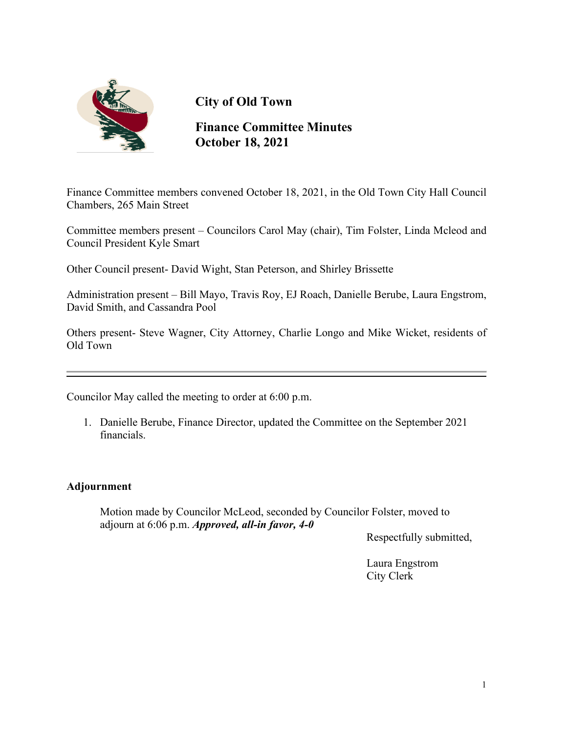# City of Old Town

## Finance Committee Minutes
## October 18, 2021

Finance Committee members convened October 18, 2021, in the Old Town City Hall Council Chambers, 265 Main Street

Committee members present – Councilors Carol May (chair), Tim Folster, Linda Mcleod and Council President Kyle Smart

Other Council present- David Wight, Stan Peterson, and Shirley Brissette

Administration present – Bill Mayo, Travis Roy, EJ Roach, Danielle Berube, Laura Engstrom, David Smith, and Cassandra Pool

Others present- Steve Wagner, City Attorney, Charlie Longo and Mike Wicket, residents of Old Town

---

Councilor May called the meeting to order at 6:00 p.m.

1. Danielle Berube, Finance Director, updated the Committee on the September 2021 financials.

**Adjournment**

Motion made by Councilor McLeod, seconded by Councilor Folster, moved to adjourn at 6:06 p.m. ***Approved, all-in favor, 4-0***

Respectfully submitted,

Laura Engstrom
City Clerk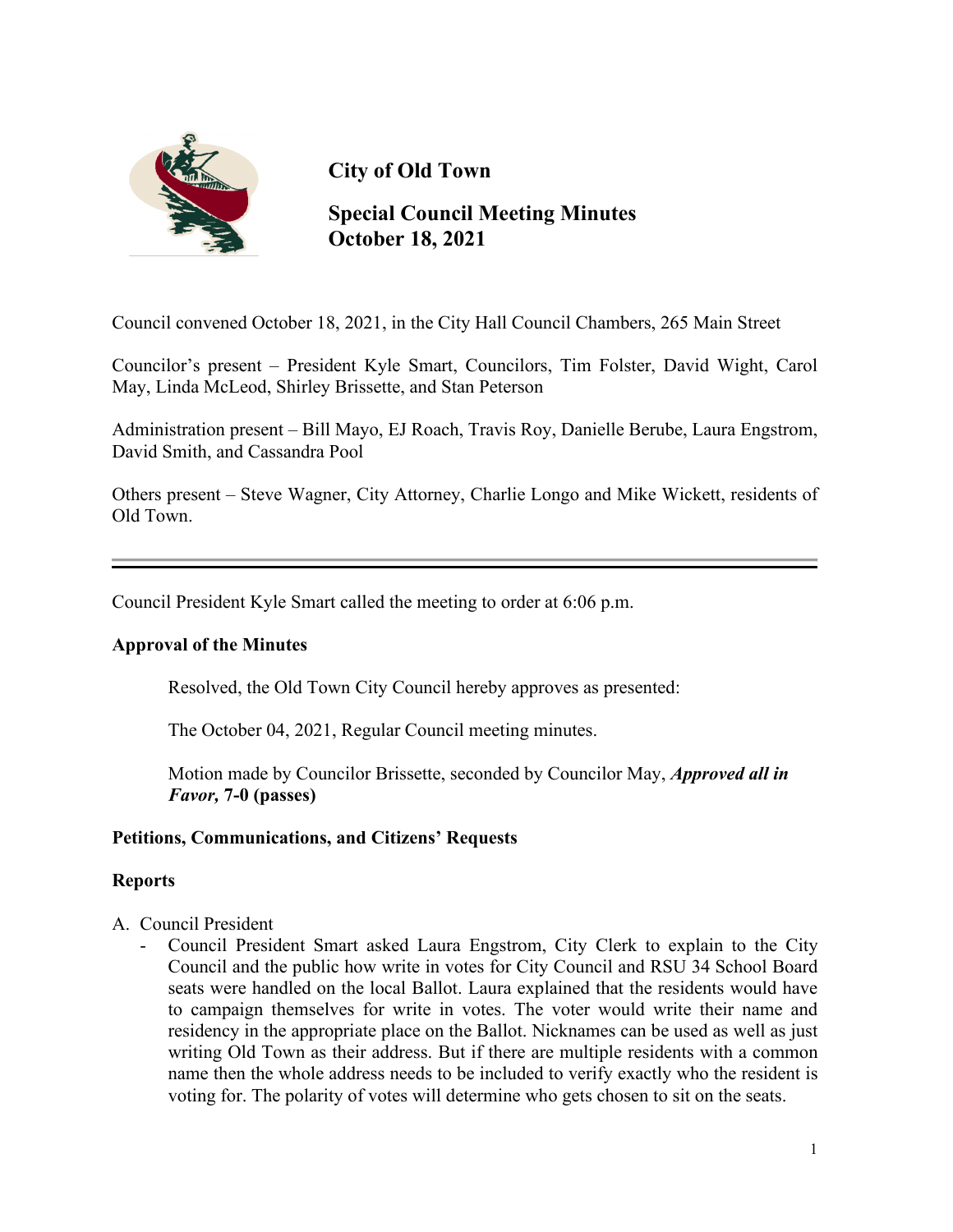# City of Old Town

## Special Council Meeting Minutes
## October 18, 2021

Council convened October 18, 2021, in the City Hall Council Chambers, 265 Main Street

Councilor's present – President Kyle Smart, Councilors, Tim Folster, David Wight, Carol May, Linda McLeod, Shirley Brissette, and Stan Peterson

Administration present – Bill Mayo, EJ Roach, Travis Roy, Danielle Berube, Laura Engstrom, David Smith, and Cassandra Pool

Others present – Steve Wagner, City Attorney, Charlie Longo and Mike Wickett, residents of Old Town.

---

Council President Kyle Smart called the meeting to order at 6:06 p.m.

**Approval of the Minutes**

Resolved, the Old Town City Council hereby approves as presented:

The October 04, 2021, Regular Council meeting minutes.

Motion made by Councilor Brissette, seconded by Councilor May, ***Approved all in Favor,*** **7-0 (passes)**

**Petitions, Communications, and Citizens' Requests**

**Reports**

A. Council President
   - Council President Smart asked Laura Engstrom, City Clerk to explain to the City Council and the public how write in votes for City Council and RSU 34 School Board seats were handled on the local Ballot. Laura explained that the residents would have to campaign themselves for write in votes. The voter would write their name and residency in the appropriate place on the Ballot. Nicknames can be used as well as just writing Old Town as their address. But if there are multiple residents with a common name then the whole address needs to be included to verify exactly who the resident is voting for. The polarity of votes will determine who gets chosen to sit on the seats.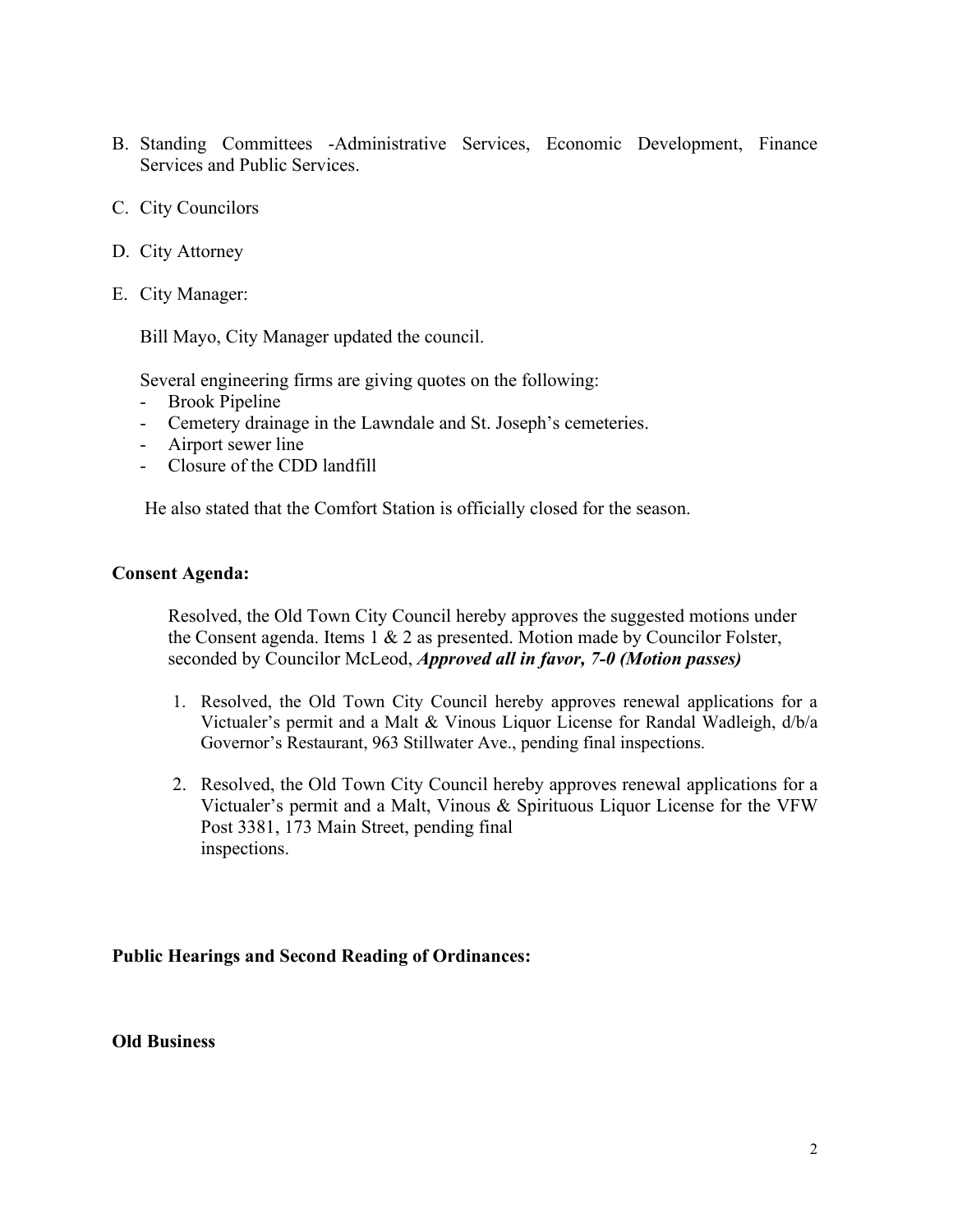B. Standing Committees -Administrative Services, Economic Development, Finance Services and Public Services.

C. City Councilors

D. City Attorney

E. City Manager:

Bill Mayo, City Manager updated the council.

Several engineering firms are giving quotes on the following:

- Brook Pipeline
- Cemetery drainage in the Lawndale and St. Joseph's cemeteries.
- Airport sewer line
- Closure of the CDD landfill

He also stated that the Comfort Station is officially closed for the season.

**Consent Agenda:**

Resolved, the Old Town City Council hereby approves the suggested motions under the Consent agenda. Items 1 & 2 as presented. Motion made by Councilor Folster, seconded by Councilor McLeod, ***Approved all in favor, 7-0 (Motion passes)***

1. Resolved, the Old Town City Council hereby approves renewal applications for a Victualer's permit and a Malt & Vinous Liquor License for Randal Wadleigh, d/b/a Governor's Restaurant, 963 Stillwater Ave., pending final inspections.

2. Resolved, the Old Town City Council hereby approves renewal applications for a Victualer's permit and a Malt, Vinous & Spirituous Liquor License for the VFW Post 3381, 173 Main Street, pending final inspections.

**Public Hearings and Second Reading of Ordinances:**

**Old Business**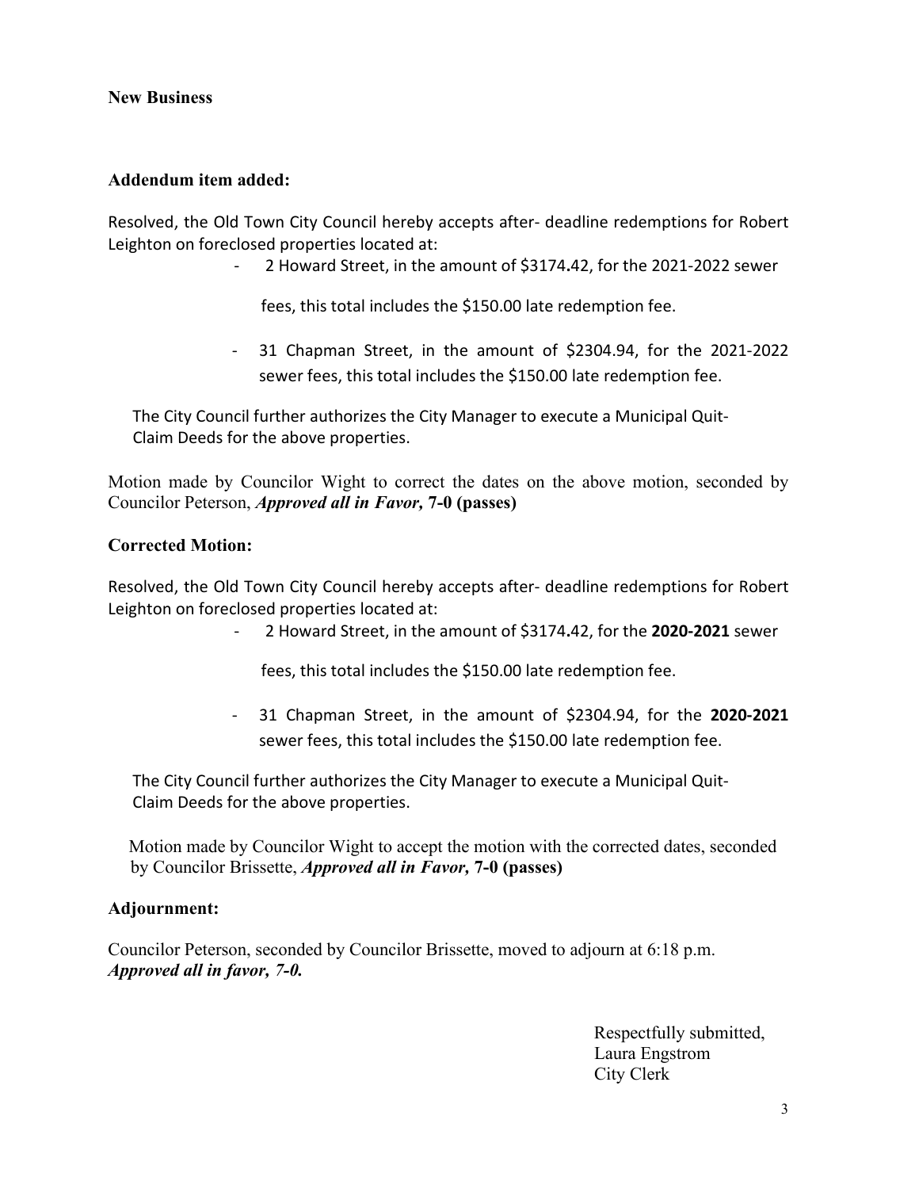**New Business**

**Addendum item added:**

Resolved, the Old Town City Council hereby accepts after- deadline redemptions for Robert Leighton on foreclosed properties located at:

- 2 Howard Street, in the amount of $3174.42, for the 2021-2022 sewer fees, this total includes the $150.00 late redemption fee.
- 31 Chapman Street, in the amount of $2304.94, for the 2021-2022 sewer fees, this total includes the $150.00 late redemption fee.

The City Council further authorizes the City Manager to execute a Municipal Quit-Claim Deeds for the above properties.

Motion made by Councilor Wight to correct the dates on the above motion, seconded by Councilor Peterson, ***Approved all in Favor,*** **7-0 (passes)**

**Corrected Motion:**

Resolved, the Old Town City Council hereby accepts after- deadline redemptions for Robert Leighton on foreclosed properties located at:

- 2 Howard Street, in the amount of $3174.42, for the **2020-2021** sewer fees, this total includes the $150.00 late redemption fee.
- 31 Chapman Street, in the amount of $2304.94, for the **2020-2021** sewer fees, this total includes the $150.00 late redemption fee.

The City Council further authorizes the City Manager to execute a Municipal Quit-Claim Deeds for the above properties.

Motion made by Councilor Wight to accept the motion with the corrected dates, seconded by Councilor Brissette, ***Approved all in Favor,*** **7-0 (passes)**

**Adjournment:**

Councilor Peterson, seconded by Councilor Brissette, moved to adjourn at 6:18 p.m.
***Approved all in favor, 7-0.***

Respectfully submitted,
Laura Engstrom
City Clerk